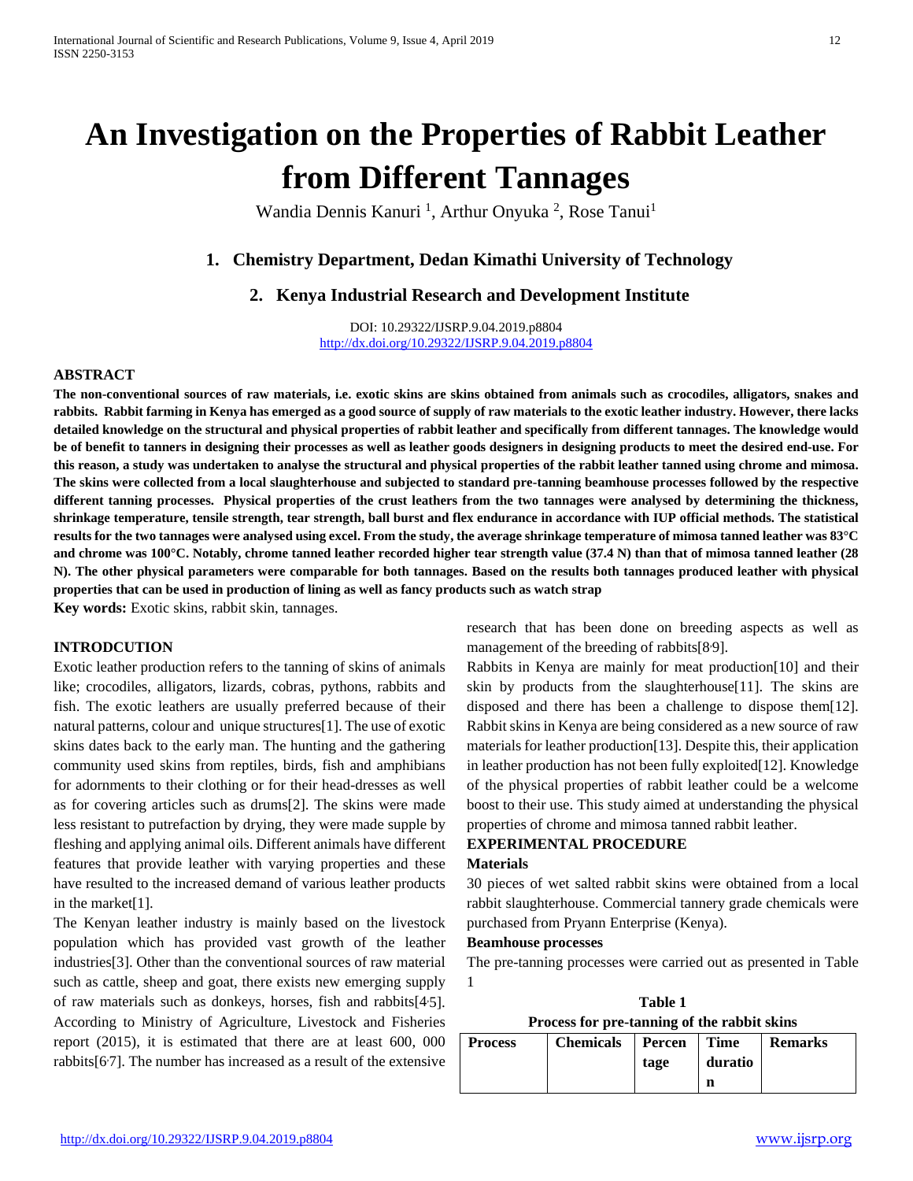# An Investigation on the Properties of Rabbit Leather from Different Tannages

Wandia Dennis Kanuri [1], Arthur Onyuka [2], Rose Tanui[1]

**1. Chemistry Department, Dedan Kimathi University of Technology**

**2. Kenya Industrial Research and Development Institute**

DOI: 10.29322/IJSRP.9.04.2019.p8804
http://dx.doi.org/10.29322/IJSRP.9.04.2019.p8804

## ABSTRACT

**The non-conventional sources of raw materials, i.e. exotic skins are skins obtained from animals such as crocodiles, alligators, snakes and rabbits. Rabbit farming in Kenya has emerged as a good source of supply of raw materials to the exotic leather industry. However, there lacks detailed knowledge on the structural and physical properties of rabbit leather and specifically from different tannages. The knowledge would be of benefit to tanners in designing their processes as well as leather goods designers in designing products to meet the desired end-use. For this reason, a study was undertaken to analyse the structural and physical properties of the rabbit leather tanned using chrome and mimosa. The skins were collected from a local slaughterhouse and subjected to standard pre-tanning beamhouse processes followed by the respective different tanning processes. Physical properties of the crust leathers from the two tannages were analysed by determining the thickness, shrinkage temperature, tensile strength, tear strength, ball burst and flex endurance in accordance with IUP official methods. The statistical results for the two tannages were analysed using excel. From the study, the average shrinkage temperature of mimosa tanned leather was 83°C and chrome was 100°C. Notably, chrome tanned leather recorded higher tear strength value (37.4 N) than that of mimosa tanned leather (28 N). The other physical parameters were comparable for both tannages. Based on the results both tannages produced leather with physical properties that can be used in production of lining as well as fancy products such as watch strap**

**Key words:** Exotic skins, rabbit skin, tannages.

## INTRODCUTION

Exotic leather production refers to the tanning of skins of animals like; crocodiles, alligators, lizards, cobras, pythons, rabbits and fish. The exotic leathers are usually preferred because of their natural patterns, colour and unique structures[1]. The use of exotic skins dates back to the early man. The hunting and the gathering community used skins from reptiles, birds, fish and amphibians for adornments to their clothing or for their head-dresses as well as for covering articles such as drums[2]. The skins were made less resistant to putrefaction by drying, they were made supple by fleshing and applying animal oils. Different animals have different features that provide leather with varying properties and these have resulted to the increased demand of various leather products in the market[1].

The Kenyan leather industry is mainly based on the livestock population which has provided vast growth of the leather industries[3]. Other than the conventional sources of raw material such as cattle, sheep and goat, there exists new emerging supply of raw materials such as donkeys, horses, fish and rabbits[4,5]. According to Ministry of Agriculture, Livestock and Fisheries report (2015), it is estimated that there are at least 600, 000 rabbits[6,7]. The number has increased as a result of the extensive research that has been done on breeding aspects as well as management of the breeding of rabbits[8,9].

Rabbits in Kenya are mainly for meat production[10] and their skin by products from the slaughterhouse[11]. The skins are disposed and there has been a challenge to dispose them[12]. Rabbit skins in Kenya are being considered as a new source of raw materials for leather production[13]. Despite this, their application in leather production has not been fully exploited[12]. Knowledge of the physical properties of rabbit leather could be a welcome boost to their use. This study aimed at understanding the physical properties of chrome and mimosa tanned rabbit leather.

## EXPERIMENTAL PROCEDURE

### Materials

30 pieces of wet salted rabbit skins were obtained from a local rabbit slaughterhouse. Commercial tannery grade chemicals were purchased from Pryann Enterprise (Kenya).

### Beamhouse processes

The pre-tanning processes were carried out as presented in Table 1

**Table 1**
**Process for pre-tanning of the rabbit skins**

| Process | Chemicals | Percentage | Time duration | Remarks |
|---|---|---|---|---|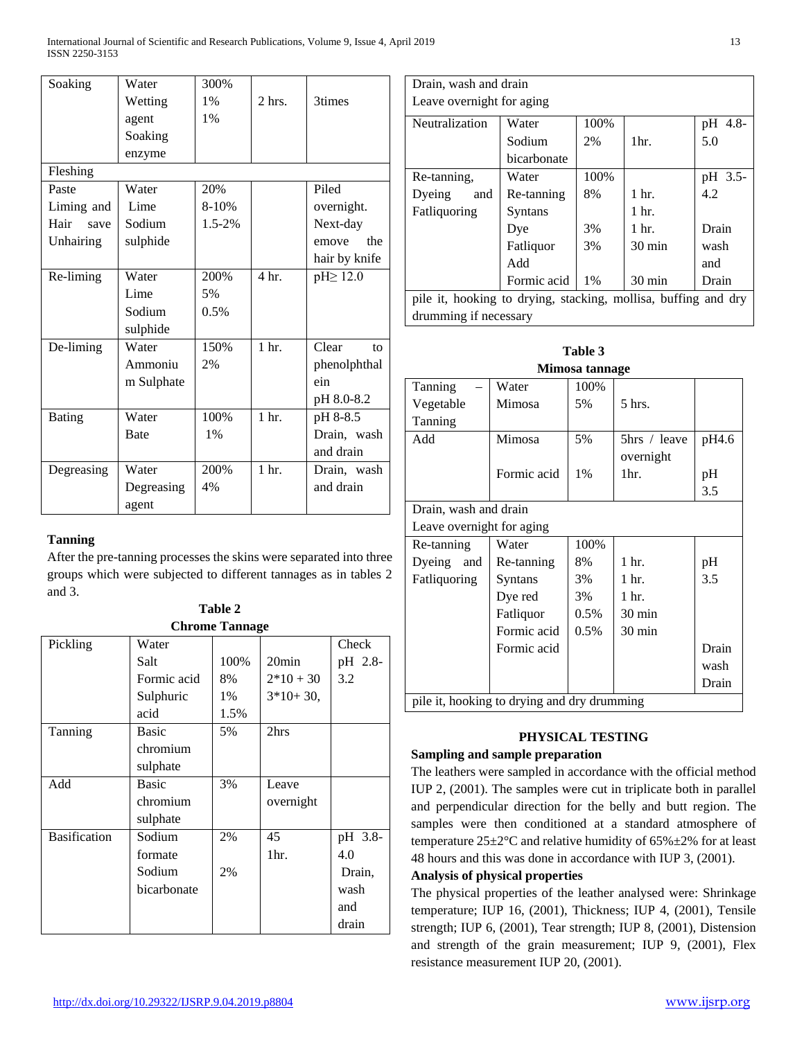| Soaking | Water<br>Wetting agent<br>Soaking enzyme | 300%<br>1%<br>1% | 2 hrs. | 3times |
|---|---|---|---|---|
| Fleshing | | | | |
| Paste Liming and Hair save Unhairing | Water<br>Lime<br>Sodium sulphide | 20%<br>8-10%<br>1.5-2% | | Piled overnight. Next-day emove the hair by knife |
| Re-liming | Water<br>Lime<br>Sodium sulphide | 200%<br>5%<br>0.5% | 4 hr. | pH≥ 12.0 |
| De-liming | Water<br>Ammonium Sulphate | 150%<br>2% | 1 hr. | Clear to phenolphthalein<br>pH 8.0-8.2 |
| Bating | Water<br>Bate | 100%<br>1% | 1 hr. | pH 8-8.5<br>Drain, wash and drain |
| Degreasing | Water<br>Degreasing agent | 200%<br>4% | 1 hr. | Drain, wash and drain |

**Tanning**

After the pre-tanning processes the skins were separated into three groups which were subjected to different tannages as in tables 2 and 3.

**Table 2**
**Chrome Tannage**

| Pickling | Water<br>Salt<br>Formic acid<br>Sulphuric acid | <br>100%<br>8%<br>1%<br>1.5% | <br>20min<br>2*10 + 30<br>3*10+ 30, | Check<br>pH 2.8-3.2 |
|---|---|---|---|---|
| Tanning | Basic chromium sulphate | 5% | 2hrs | |
| Add | Basic chromium sulphate | 3% | Leave overnight | |
| Basification | Sodium formate<br>Sodium bicarbonate | 2%<br>2% | 45<br>1hr. | pH 3.8-4.0<br>Drain, wash and drain |
| Drain, wash and drain<br>Leave overnight for aging | | | | |
| Neutralization | Water<br>Sodium bicarbonate | 100%<br>2% | <br>1hr. | pH 4.8-5.0 |
| Re-tanning, Dyeing and Fatliquoring | Water<br>Re-tanning<br>Syntans<br>Dye<br>Fatliquor<br>Add<br>Formic acid | 100%<br>8%<br><br>3%<br>3%<br><br>1% | <br>1 hr.<br>1 hr.<br>1 hr.<br>30 min<br><br>30 min | pH 3.5-4.2<br><br>Drain wash and Drain |
| pile it, hooking to drying, stacking, mollisa, buffing and dry drumming if necessary | | | | |

**Table 3**
**Mimosa tannage**

| Tanning – Vegetable Tanning | Water<br>Mimosa | 100%<br>5% | <br>5 hrs. | |
|---|---|---|---|---|
| Add | Mimosa<br><br>Formic acid | 5%<br><br>1% | 5hrs / leave overnight<br>1hr. | pH4.6<br><br>pH 3.5 |
| Drain, wash and drain<br>Leave overnight for aging | | | | |
| Re-tanning Dyeing and Fatliquoring | Water<br>Re-tanning<br>Syntans<br>Dye red<br>Fatliquor<br>Formic acid<br>Formic acid | 100%<br>8%<br>3%<br>3%<br>0.5%<br>0.5% | <br>1 hr.<br>1 hr.<br>1 hr.<br>30 min<br>30 min | <br>pH 3.5<br><br><br><br><br>Drain wash Drain |
| pile it, hooking to drying and dry drumming | | | | |

## PHYSICAL TESTING

**Sampling and sample preparation**

The leathers were sampled in accordance with the official method IUP 2, (2001). The samples were cut in triplicate both in parallel and perpendicular direction for the belly and butt region. The samples were then conditioned at a standard atmosphere of temperature 25±2°C and relative humidity of 65%±2% for at least 48 hours and this was done in accordance with IUP 3, (2001).

**Analysis of physical properties**

The physical properties of the leather analysed were: Shrinkage temperature; IUP 16, (2001), Thickness; IUP 4, (2001), Tensile strength; IUP 6, (2001), Tear strength; IUP 8, (2001), Distension and strength of the grain measurement; IUP 9, (2001), Flex resistance measurement IUP 20, (2001).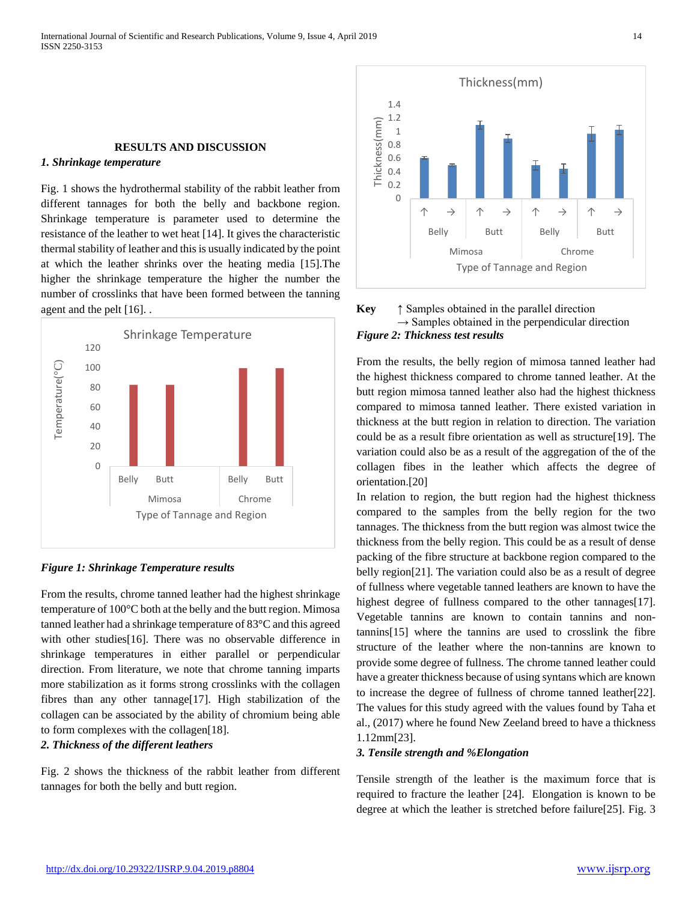## RESULTS AND DISCUSSION

### 1. Shrinkage temperature

Fig. 1 shows the hydrothermal stability of the rabbit leather from different tannages for both the belly and backbone region. Shrinkage temperature is parameter used to determine the resistance of the leather to wet heat [14]. It gives the characteristic thermal stability of leather and this is usually indicated by the point at which the leather shrinks over the heating media [15].The higher the shrinkage temperature the higher the number the number of crosslinks that have been formed between the tanning agent and the pelt [16]. .

*Figure 1: Shrinkage Temperature results*

From the results, chrome tanned leather had the highest shrinkage temperature of 100°C both at the belly and at the butt region. Mimosa tanned leather had a shrinkage temperature of 83°C and this agreed with other studies[16]. There was no observable difference in shrinkage temperatures in either parallel or perpendicular direction. From literature, we note that chrome tanning imparts more stabilization as it forms strong crosslinks with the collagen fibres than any other tannage[17]. High stabilization of the collagen can be associated by the ability of chromium being able to form complexes with the collagen[18].

### 2. Thickness of the different leathers

Fig. 2 shows the thickness of the rabbit leather from different tannages for both the belly and butt region.

**Key** ↑ Samples obtained in the parallel direction
→ Samples obtained in the perpendicular direction

*Figure 2: Thickness test results*

From the results, the belly region of mimosa tanned leather had the highest thickness compared to chrome tanned leather. At the butt region mimosa tanned leather also had the highest thickness compared to mimosa tanned leather. There existed variation in thickness at the butt region in relation to direction. The variation could be as a result fibre orientation as well as structure[19]. The variation could also be as a result of the aggregation of the of the collagen fibes in the leather which affects the degree of orientation.[20]

In relation to region, the butt region had the highest thickness compared to the samples from the belly region for the two tannages. The thickness from the butt region was almost twice the thickness from the belly region. This could be as a result of dense packing of the fibre structure at backbone region compared to the belly region[21]. The variation could also be as a result of degree of fullness where vegetable tanned leathers are known to have the highest degree of fullness compared to the other tannages[17]. Vegetable tannins are known to contain tannins and non-tannins[15] where the tannins are used to crosslink the fibre structure of the leather where the non-tannins are known to provide some degree of fullness. The chrome tanned leather could have a greater thickness because of using syntans which are known to increase the degree of fullness of chrome tanned leather[22]. The values for this study agreed with the values found by Taha et al., (2017) where he found New Zeeland breed to have a thickness 1.12mm[23].

### 3. Tensile strength and %Elongation

Tensile strength of the leather is the maximum force that is required to fracture the leather [24]. Elongation is known to be degree at which the leather is stretched before failure[25]. Fig. 3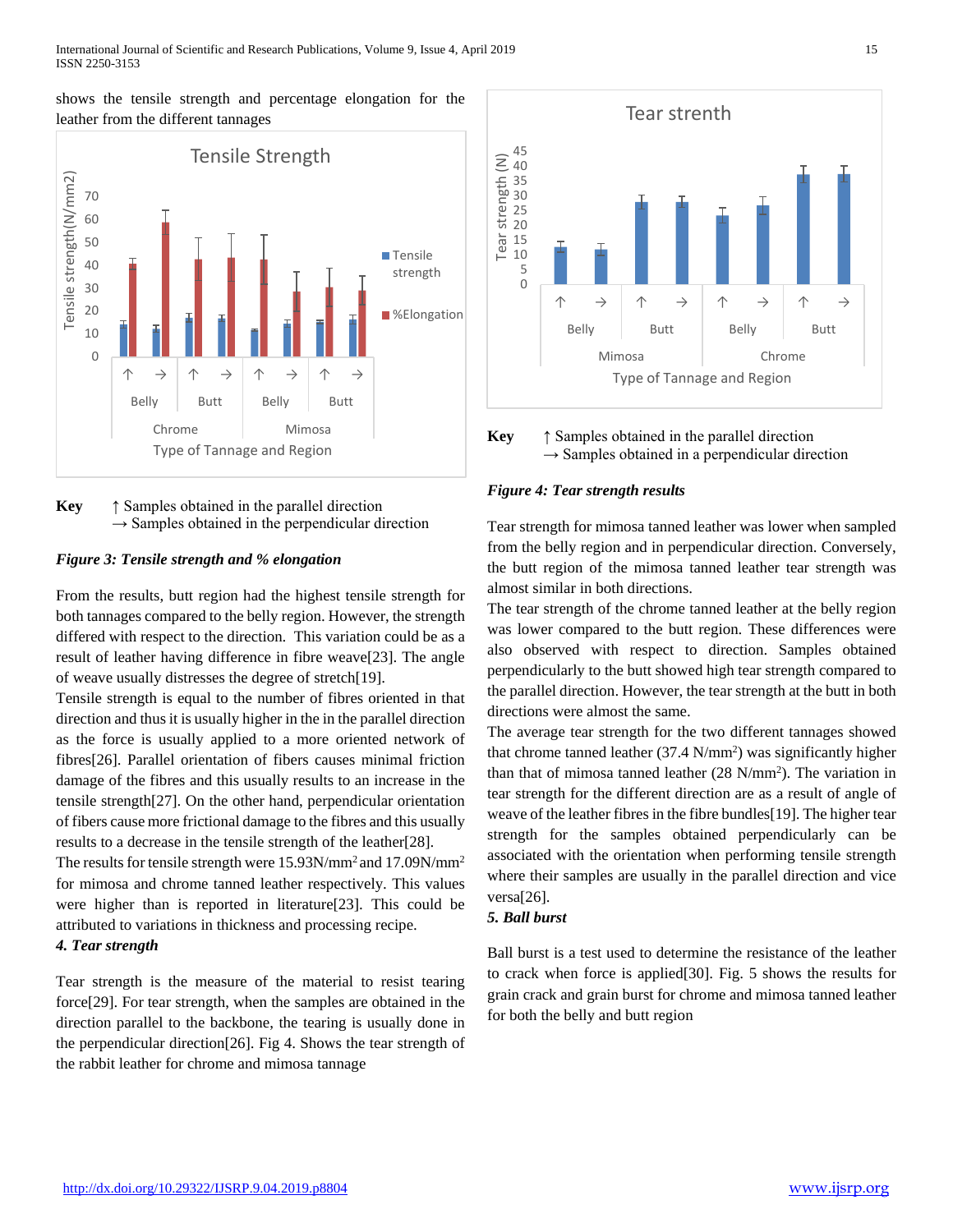shows the tensile strength and percentage elongation for the leather from the different tannages

**Key** ↑ Samples obtained in the parallel direction
→ Samples obtained in the perpendicular direction

***Figure 3: Tensile strength and % elongation***

From the results, butt region had the highest tensile strength for both tannages compared to the belly region. However, the strength differed with respect to the direction. This variation could be as a result of leather having difference in fibre weave[23]. The angle of weave usually distresses the degree of stretch[19].

Tensile strength is equal to the number of fibres oriented in that direction and thus it is usually higher in the in the parallel direction as the force is usually applied to a more oriented network of fibres[26]. Parallel orientation of fibers causes minimal friction damage of the fibres and this usually results to an increase in the tensile strength[27]. On the other hand, perpendicular orientation of fibers cause more frictional damage to the fibres and this usually results to a decrease in the tensile strength of the leather[28].

The results for tensile strength were 15.93N/mm$^2$ and 17.09N/mm$^2$ for mimosa and chrome tanned leather respectively. This values were higher than is reported in literature[23]. This could be attributed to variations in thickness and processing recipe.

***4. Tear strength***

Tear strength is the measure of the material to resist tearing force[29]. For tear strength, when the samples are obtained in the direction parallel to the backbone, the tearing is usually done in the perpendicular direction[26]. Fig 4. Shows the tear strength of the rabbit leather for chrome and mimosa tannage

**Key** ↑ Samples obtained in the parallel direction
→ Samples obtained in a perpendicular direction

***Figure 4: Tear strength results***

Tear strength for mimosa tanned leather was lower when sampled from the belly region and in perpendicular direction. Conversely, the butt region of the mimosa tanned leather tear strength was almost similar in both directions.

The tear strength of the chrome tanned leather at the belly region was lower compared to the butt region. These differences were also observed with respect to direction. Samples obtained perpendicularly to the butt showed high tear strength compared to the parallel direction. However, the tear strength at the butt in both directions were almost the same.

The average tear strength for the two different tannages showed that chrome tanned leather (37.4 N/mm$^2$) was significantly higher than that of mimosa tanned leather (28 N/mm$^2$). The variation in tear strength for the different direction are as a result of angle of weave of the leather fibres in the fibre bundles[19]. The higher tear strength for the samples obtained perpendicularly can be associated with the orientation when performing tensile strength where their samples are usually in the parallel direction and vice versa[26].

***5. Ball burst***

Ball burst is a test used to determine the resistance of the leather to crack when force is applied[30]. Fig. 5 shows the results for grain crack and grain burst for chrome and mimosa tanned leather for both the belly and butt region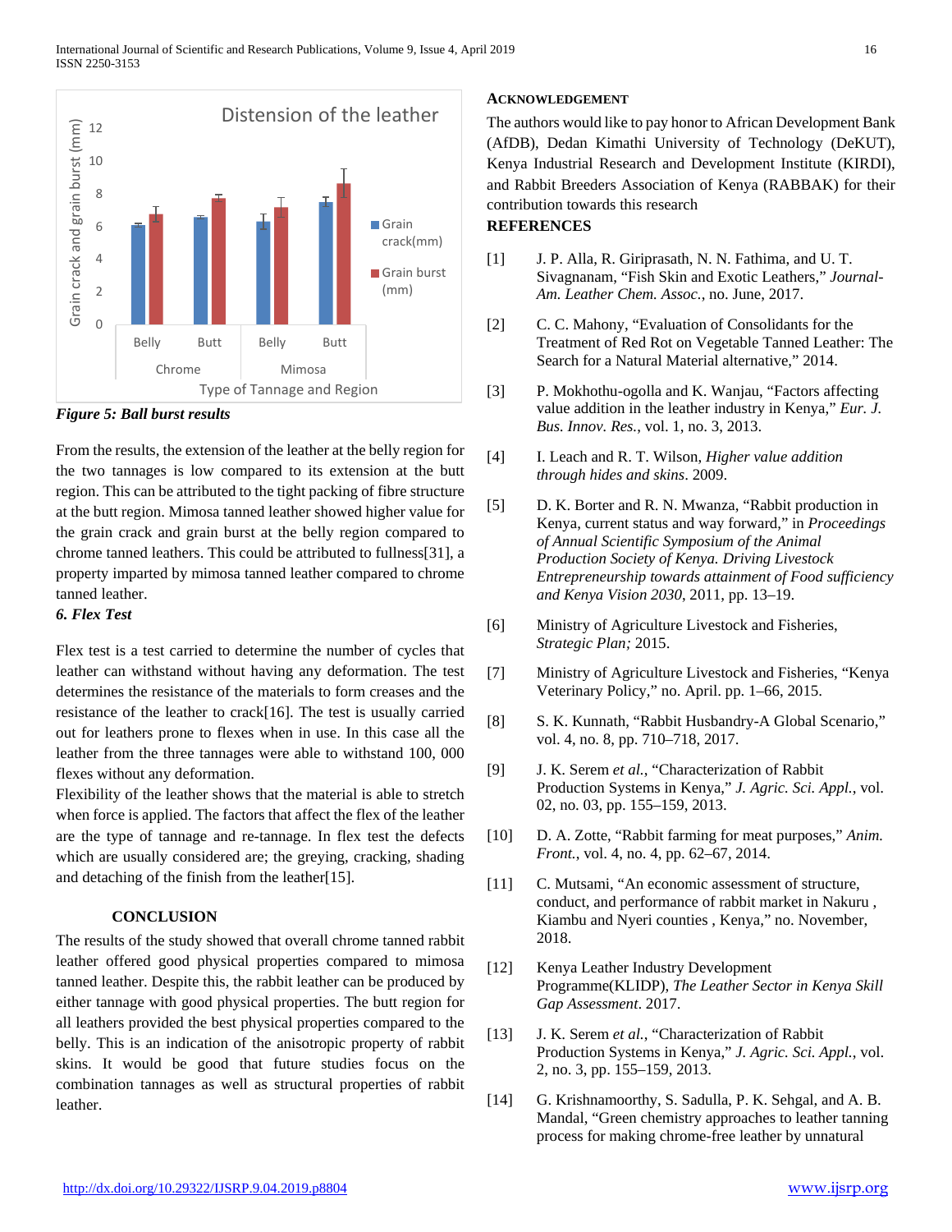*Figure 5: Ball burst results*

From the results, the extension of the leather at the belly region for the two tannages is low compared to its extension at the butt region. This can be attributed to the tight packing of fibre structure at the butt region. Mimosa tanned leather showed higher value for the grain crack and grain burst at the belly region compared to chrome tanned leathers. This could be attributed to fullness[31], a property imparted by mimosa tanned leather compared to chrome tanned leather.

### *6. Flex Test*

Flex test is a test carried to determine the number of cycles that leather can withstand without having any deformation. The test determines the resistance of the materials to form creases and the resistance of the leather to crack[16]. The test is usually carried out for leathers prone to flexes when in use. In this case all the leather from the three tannages were able to withstand 100, 000 flexes without any deformation.

Flexibility of the leather shows that the material is able to stretch when force is applied. The factors that affect the flex of the leather are the type of tannage and re-tannage. In flex test the defects which are usually considered are; the greying, cracking, shading and detaching of the finish from the leather[15].

## CONCLUSION

The results of the study showed that overall chrome tanned rabbit leather offered good physical properties compared to mimosa tanned leather. Despite this, the rabbit leather can be produced by either tannage with good physical properties. The butt region for all leathers provided the best physical properties compared to the belly. This is an indication of the anisotropic property of rabbit skins. It would be good that future studies focus on the combination tannages as well as structural properties of rabbit leather.

## ACKNOWLEDGEMENT

The authors would like to pay honor to African Development Bank (AfDB), Dedan Kimathi University of Technology (DeKUT), Kenya Industrial Research and Development Institute (KIRDI), and Rabbit Breeders Association of Kenya (RABBAK) for their contribution towards this research

## REFERENCES

[1] J. P. Alla, R. Giriprasath, N. N. Fathima, and U. T. Sivagnanam, "Fish Skin and Exotic Leathers," *Journal-Am. Leather Chem. Assoc.*, no. June, 2017.

[2] C. C. Mahony, "Evaluation of Consolidants for the Treatment of Red Rot on Vegetable Tanned Leather: The Search for a Natural Material alternative," 2014.

[3] P. Mokhothu-ogolla and K. Wanjau, "Factors affecting value addition in the leather industry in Kenya," *Eur. J. Bus. Innov. Res.*, vol. 1, no. 3, 2013.

[4] I. Leach and R. T. Wilson, *Higher value addition through hides and skins*. 2009.

[5] D. K. Borter and R. N. Mwanza, "Rabbit production in Kenya, current status and way forward," in *Proceedings of Annual Scientific Symposium of the Animal Production Society of Kenya. Driving Livestock Entrepreneurship towards attainment of Food sufficiency and Kenya Vision 2030*, 2011, pp. 13–19.

[6] Ministry of Agriculture Livestock and Fisheries, *Strategic Plan;* 2015.

[7] Ministry of Agriculture Livestock and Fisheries, "Kenya Veterinary Policy," no. April. pp. 1–66, 2015.

[8] S. K. Kunnath, "Rabbit Husbandry-A Global Scenario," vol. 4, no. 8, pp. 710–718, 2017.

[9] J. K. Serem *et al.*, "Characterization of Rabbit Production Systems in Kenya," *J. Agric. Sci. Appl.*, vol. 02, no. 03, pp. 155–159, 2013.

[10] D. A. Zotte, "Rabbit farming for meat purposes," *Anim. Front.*, vol. 4, no. 4, pp. 62–67, 2014.

[11] C. Mutsami, "An economic assessment of structure, conduct, and performance of rabbit market in Nakuru , Kiambu and Nyeri counties , Kenya," no. November, 2018.

[12] Kenya Leather Industry Development Programme(KLIDP), *The Leather Sector in Kenya Skill Gap Assessment*. 2017.

[13] J. K. Serem *et al.*, "Characterization of Rabbit Production Systems in Kenya," *J. Agric. Sci. Appl.*, vol. 2, no. 3, pp. 155–159, 2013.

[14] G. Krishnamoorthy, S. Sadulla, P. K. Sehgal, and A. B. Mandal, "Green chemistry approaches to leather tanning process for making chrome-free leather by unnatural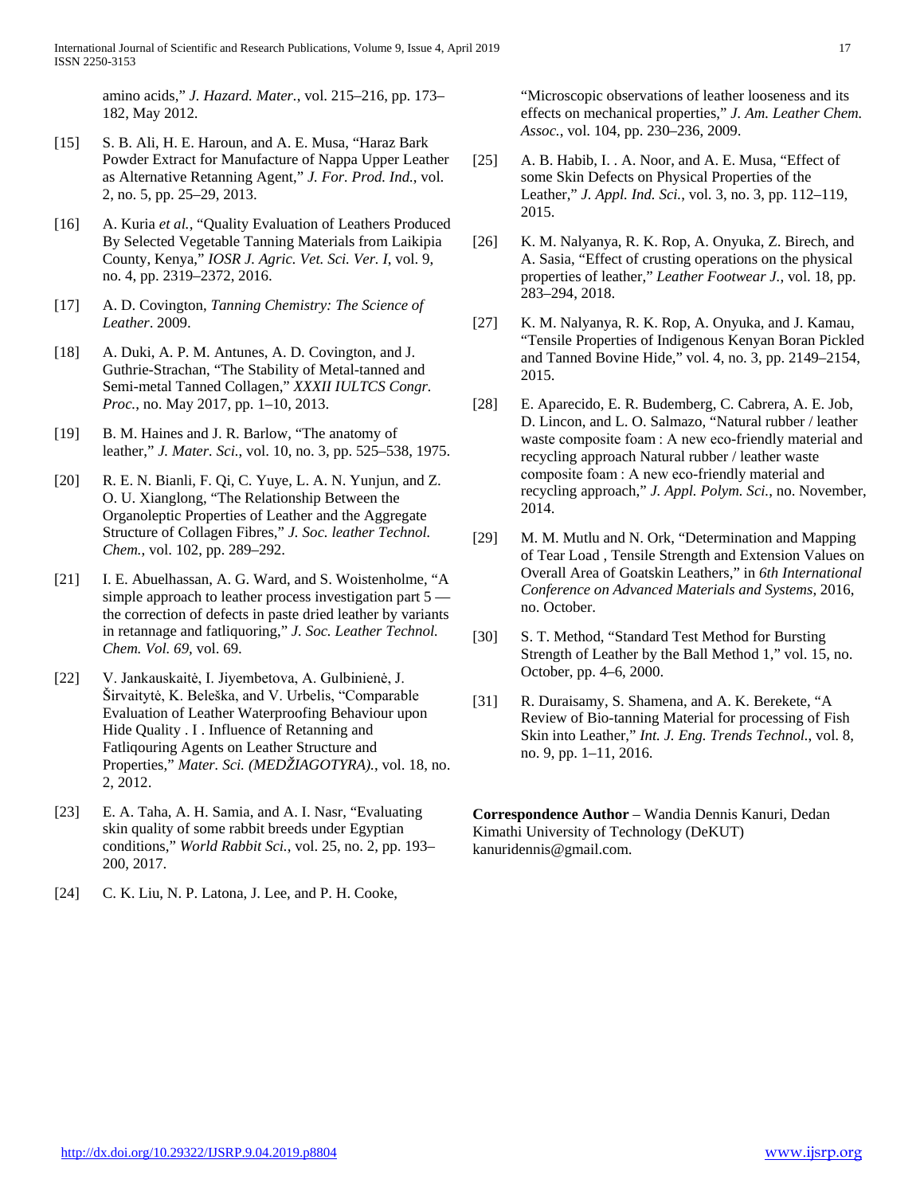amino acids," *J. Hazard. Mater.*, vol. 215–216, pp. 173–182, May 2012.

[15] S. B. Ali, H. E. Haroun, and A. E. Musa, "Haraz Bark Powder Extract for Manufacture of Nappa Upper Leather as Alternative Retanning Agent," *J. For. Prod. Ind.*, vol. 2, no. 5, pp. 25–29, 2013.

[16] A. Kuria *et al.*, "Quality Evaluation of Leathers Produced By Selected Vegetable Tanning Materials from Laikipia County, Kenya," *IOSR J. Agric. Vet. Sci. Ver. I*, vol. 9, no. 4, pp. 2319–2372, 2016.

[17] A. D. Covington, *Tanning Chemistry: The Science of Leather*. 2009.

[18] A. Duki, A. P. M. Antunes, A. D. Covington, and J. Guthrie-Strachan, "The Stability of Metal-tanned and Semi-metal Tanned Collagen," *XXXII IULTCS Congr. Proc.*, no. May 2017, pp. 1–10, 2013.

[19] B. M. Haines and J. R. Barlow, "The anatomy of leather," *J. Mater. Sci.*, vol. 10, no. 3, pp. 525–538, 1975.

[20] R. E. N. Bianli, F. Qi, C. Yuye, L. A. N. Yunjun, and Z. O. U. Xianglong, "The Relationship Between the Organoleptic Properties of Leather and the Aggregate Structure of Collagen Fibres," *J. Soc. leather Technol. Chem.*, vol. 102, pp. 289–292.

[21] I. E. Abuelhassan, A. G. Ward, and S. Woistenholme, "A simple approach to leather process investigation part 5 — the correction of defects in paste dried leather by variants in retannage and fatliquoring," *J. Soc. Leather Technol. Chem. Vol. 69*, vol. 69.

[22] V. Jankauskaitė, I. Jiyembetova, A. Gulbinienė, J. Širvaitytė, K. Beleška, and V. Urbelis, "Comparable Evaluation of Leather Waterproofing Behaviour upon Hide Quality . I . Influence of Retanning and Fatliqouring Agents on Leather Structure and Properties," *Mater. Sci. (MEDŽIAGOTYRA).*, vol. 18, no. 2, 2012.

[23] E. A. Taha, A. H. Samia, and A. I. Nasr, "Evaluating skin quality of some rabbit breeds under Egyptian conditions," *World Rabbit Sci.*, vol. 25, no. 2, pp. 193–200, 2017.

[24] C. K. Liu, N. P. Latona, J. Lee, and P. H. Cooke, "Microscopic observations of leather looseness and its effects on mechanical properties," *J. Am. Leather Chem. Assoc.*, vol. 104, pp. 230–236, 2009.

[25] A. B. Habib, I. . A. Noor, and A. E. Musa, "Effect of some Skin Defects on Physical Properties of the Leather," *J. Appl. Ind. Sci.*, vol. 3, no. 3, pp. 112–119, 2015.

[26] K. M. Nalyanya, R. K. Rop, A. Onyuka, Z. Birech, and A. Sasia, "Effect of crusting operations on the physical properties of leather," *Leather Footwear J.*, vol. 18, pp. 283–294, 2018.

[27] K. M. Nalyanya, R. K. Rop, A. Onyuka, and J. Kamau, "Tensile Properties of Indigenous Kenyan Boran Pickled and Tanned Bovine Hide," vol. 4, no. 3, pp. 2149–2154, 2015.

[28] E. Aparecido, E. R. Budemberg, C. Cabrera, A. E. Job, D. Lincon, and L. O. Salmazo, "Natural rubber / leather waste composite foam : A new eco-friendly material and recycling approach Natural rubber / leather waste composite foam : A new eco-friendly material and recycling approach," *J. Appl. Polym. Sci.*, no. November, 2014.

[29] M. M. Mutlu and N. Ork, "Determination and Mapping of Tear Load , Tensile Strength and Extension Values on Overall Area of Goatskin Leathers," in *6th International Conference on Advanced Materials and Systems*, 2016, no. October.

[30] S. T. Method, "Standard Test Method for Bursting Strength of Leather by the Ball Method 1," vol. 15, no. October, pp. 4–6, 2000.

[31] R. Duraisamy, S. Shamena, and A. K. Berekete, "A Review of Bio-tanning Material for processing of Fish Skin into Leather," *Int. J. Eng. Trends Technol.*, vol. 8, no. 9, pp. 1–11, 2016.

**Correspondence Author** – Wandia Dennis Kanuri, Dedan Kimathi University of Technology (DeKUT) kanuridennis@gmail.com.